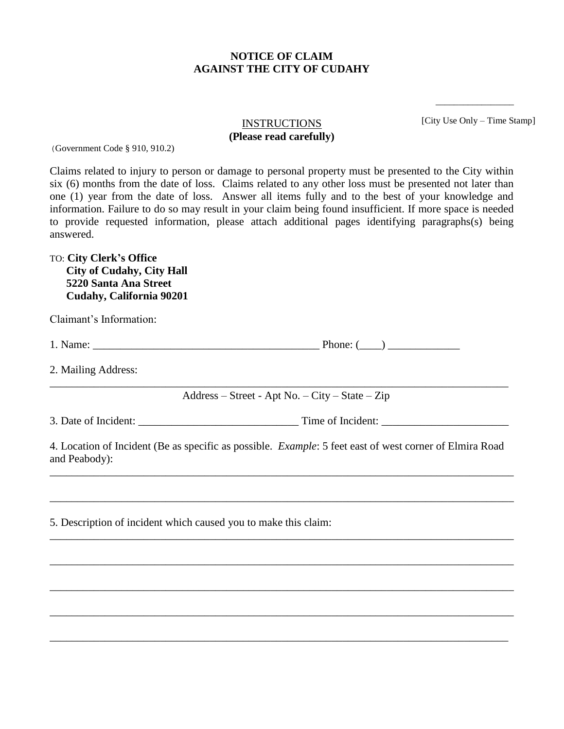# NOTICE OF CLAIM
# AGAINST THE CITY OF CUDAHY

_______________

[City Use Only – Time Stamp]

<u>INSTRUCTIONS</u>

**(Please read carefully)**

(Government Code § 910, 910.2)

Claims related to injury to person or damage to personal property must be presented to the City within six (6) months from the date of loss. Claims related to any other loss must be presented not later than one (1) year from the date of loss. Answer all items fully and to the best of your knowledge and information. Failure to do so may result in your claim being found insufficient. If more space is needed to provide requested information, please attach additional pages identifying paragraphs(s) being answered.

TO: **City Clerk's Office**
**City of Cudahy, City Hall**
**5220 Santa Ana Street**
**Cudahy, California 90201**

Claimant's Information:

1. Name: ________________________________________ Phone: (____) ____________

2. Mailing Address:

________________________________________________________________________________

Address – Street - Apt No. – City – State – Zip

3. Date of Incident: ____________________________ Time of Incident: ______________________

4. Location of Incident (Be as specific as possible. *Example*: 5 feet east of west corner of Elmira Road and Peabody):

________________________________________________________________________________

________________________________________________________________________________

5. Description of incident which caused you to make this claim:

________________________________________________________________________________

________________________________________________________________________________

________________________________________________________________________________

________________________________________________________________________________

________________________________________________________________________________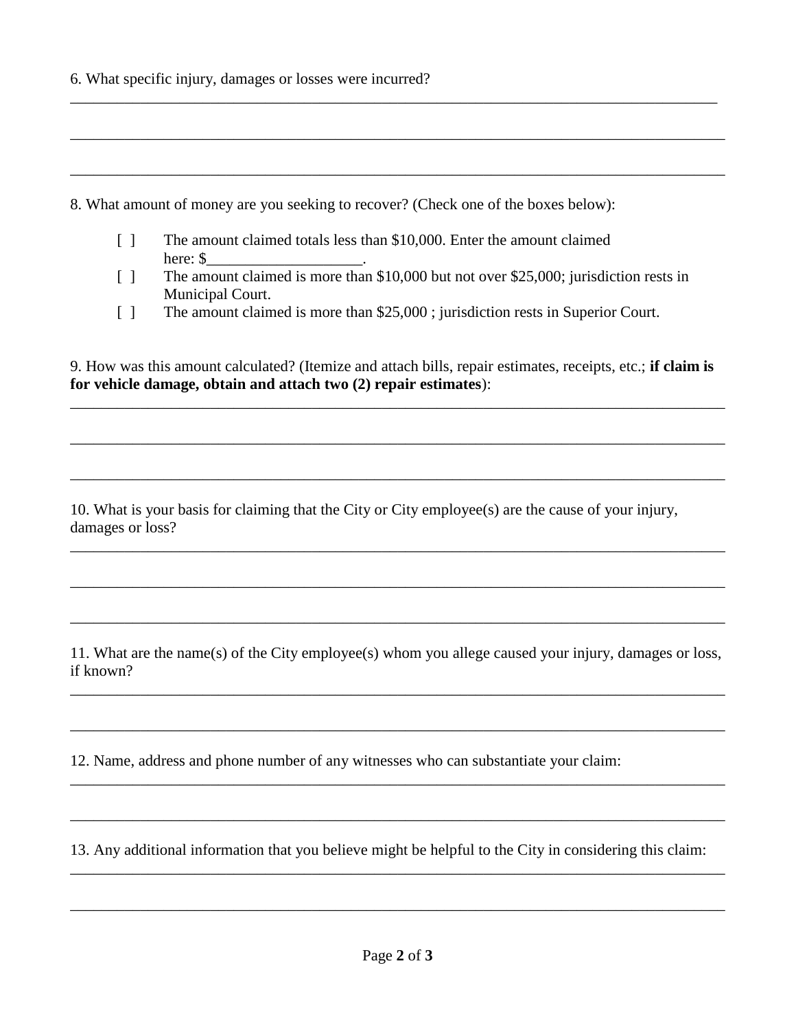6. What specific injury, damages or losses were incurred?

______________________________________________________________________________

______________________________________________________________________________

______________________________________________________________________________

8. What amount of money are you seeking to recover? (Check one of the boxes below):

[ ] The amount claimed totals less than $10,000. Enter the amount claimed here: $____________________.

[ ] The amount claimed is more than $10,000 but not over $25,000; jurisdiction rests in Municipal Court.

[ ] The amount claimed is more than $25,000 ; jurisdiction rests in Superior Court.

9. How was this amount calculated? (Itemize and attach bills, repair estimates, receipts, etc.; **if claim is for vehicle damage, obtain and attach two (2) repair estimates**):

______________________________________________________________________________

______________________________________________________________________________

______________________________________________________________________________

10. What is your basis for claiming that the City or City employee(s) are the cause of your injury, damages or loss?

______________________________________________________________________________

______________________________________________________________________________

______________________________________________________________________________

11. What are the name(s) of the City employee(s) whom you allege caused your injury, damages or loss, if known?

______________________________________________________________________________

______________________________________________________________________________

12. Name, address and phone number of any witnesses who can substantiate your claim:

______________________________________________________________________________

______________________________________________________________________________

13. Any additional information that you believe might be helpful to the City in considering this claim:

______________________________________________________________________________

______________________________________________________________________________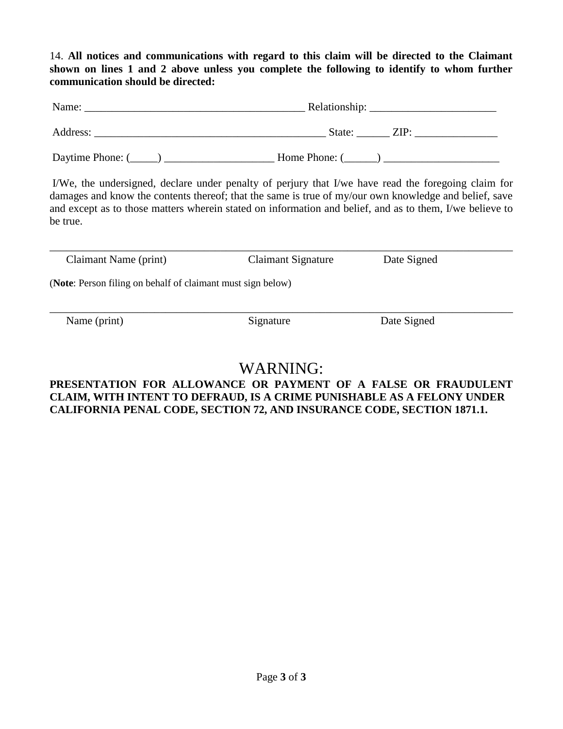14. **All notices and communications with regard to this claim will be directed to the Claimant shown on lines 1 and 2 above unless you complete the following to identify to whom further communication should be directed:**

Name: ________________________________________ Relationship: _______________________

Address: ___________________________________________ State: ______ ZIP: _______________

Daytime Phone: (_____) ___________________ Home Phone: (______) _____________________

I/We, the undersigned, declare under penalty of perjury that I/we have read the foregoing claim for damages and know the contents thereof; that the same is true of my/our own knowledge and belief, save and except as to those matters wherein stated on information and belief, and as to them, I/we believe to be true.

_______________________________________________________________________________

Claimant Name (print) Claimant Signature Date Signed

(**Note**: Person filing on behalf of claimant must sign below)

_______________________________________________________________________________

Name (print) Signature Date Signed

# WARNING:

**PRESENTATION FOR ALLOWANCE OR PAYMENT OF A FALSE OR FRAUDULENT CLAIM, WITH INTENT TO DEFRAUD, IS A CRIME PUNISHABLE AS A FELONY UNDER CALIFORNIA PENAL CODE, SECTION 72, AND INSURANCE CODE, SECTION 1871.1.**